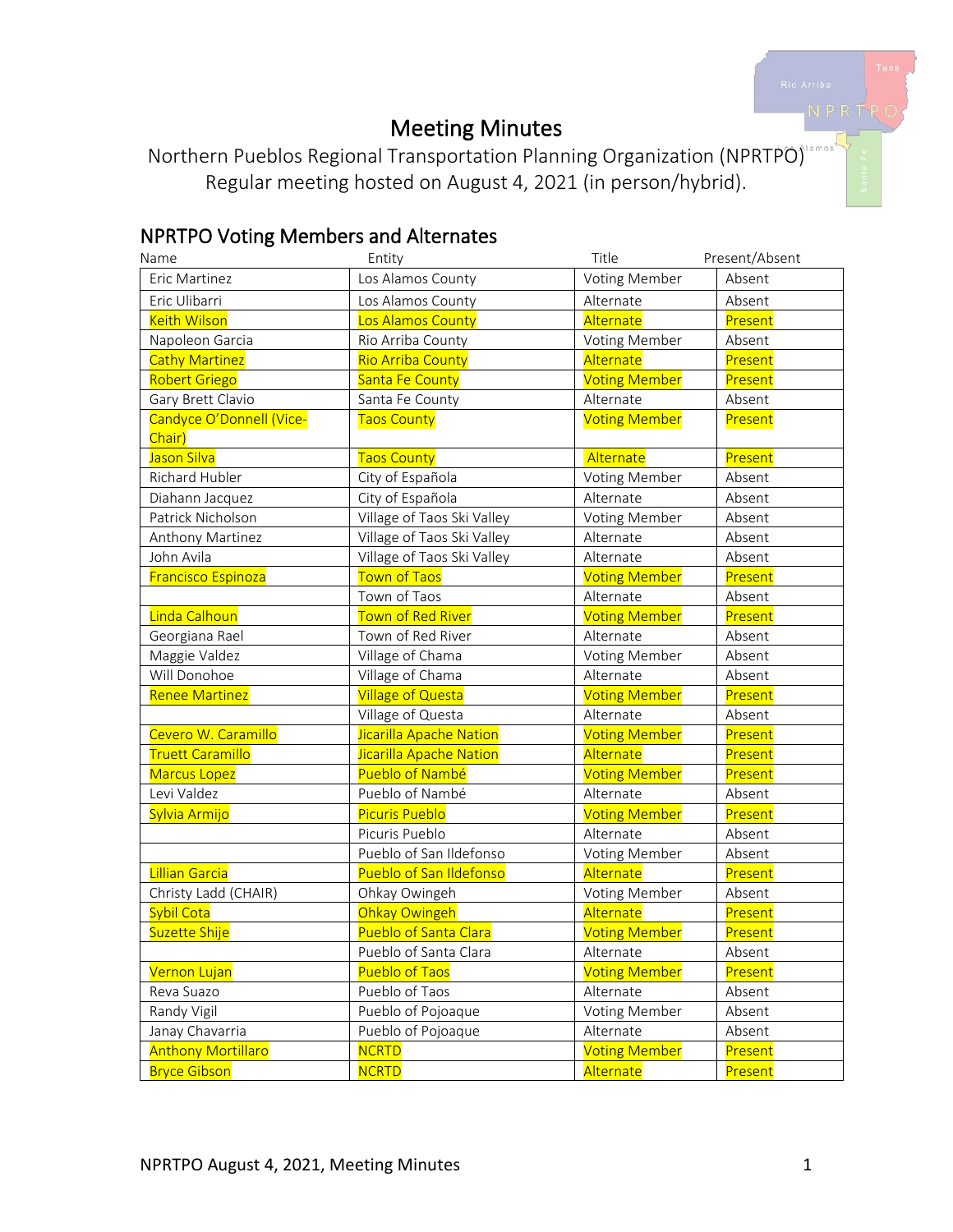# Meeting Minutes

Northern Pueblos Regional Transportation Planning Organization (NPRTPO)
Regular meeting hosted on August 4, 2021 (in person/hybrid).

## NPRTPO Voting Members and Alternates

| Name | Entity | Title | Present/Absent |
|---|---|---|---|
| Eric Martinez | Los Alamos County | Voting Member | Absent |
| Eric Ulibarri | Los Alamos County | Alternate | Absent |
| Keith Wilson | Los Alamos County | Alternate | Present |
| Napoleon Garcia | Rio Arriba County | Voting Member | Absent |
| Cathy Martinez | Rio Arriba County | Alternate | Present |
| Robert Griego | Santa Fe County | Voting Member | Present |
| Gary Brett Clavio | Santa Fe County | Alternate | Absent |
| Candyce O'Donnell (Vice-Chair) | Taos County | Voting Member | Present |
| Jason Silva | Taos County | Alternate | Present |
| Richard Hubler | City of Española | Voting Member | Absent |
| Diahann Jacquez | City of Española | Alternate | Absent |
| Patrick Nicholson | Village of Taos Ski Valley | Voting Member | Absent |
| Anthony Martinez | Village of Taos Ski Valley | Alternate | Absent |
| John Avila | Village of Taos Ski Valley | Alternate | Absent |
| Francisco Espinoza | Town of Taos | Voting Member | Present |
| | Town of Taos | Alternate | Absent |
| Linda Calhoun | Town of Red River | Voting Member | Present |
| Georgiana Rael | Town of Red River | Alternate | Absent |
| Maggie Valdez | Village of Chama | Voting Member | Absent |
| Will Donohoe | Village of Chama | Alternate | Absent |
| Renee Martinez | Village of Questa | Voting Member | Present |
| | Village of Questa | Alternate | Absent |
| Cevero W. Caramillo | Jicarilla Apache Nation | Voting Member | Present |
| Truett Caramillo | Jicarilla Apache Nation | Alternate | Present |
| Marcus Lopez | Pueblo of Nambé | Voting Member | Present |
| Levi Valdez | Pueblo of Nambé | Alternate | Absent |
| Sylvia Armijo | Picuris Pueblo | Voting Member | Present |
| | Picuris Pueblo | Alternate | Absent |
| | Pueblo of San Ildefonso | Voting Member | Absent |
| Lillian Garcia | Pueblo of San Ildefonso | Alternate | Present |
| Christy Ladd (CHAIR) | Ohkay Owingeh | Voting Member | Absent |
| Sybil Cota | Ohkay Owingeh | Alternate | Present |
| Suzette Shije | Pueblo of Santa Clara | Voting Member | Present |
| | Pueblo of Santa Clara | Alternate | Absent |
| Vernon Lujan | Pueblo of Taos | Voting Member | Present |
| Reva Suazo | Pueblo of Taos | Alternate | Absent |
| Randy Vigil | Pueblo of Pojoaque | Voting Member | Absent |
| Janay Chavarria | Pueblo of Pojoaque | Alternate | Absent |
| Anthony Mortillaro | NCRTD | Voting Member | Present |
| Bryce Gibson | NCRTD | Alternate | Present |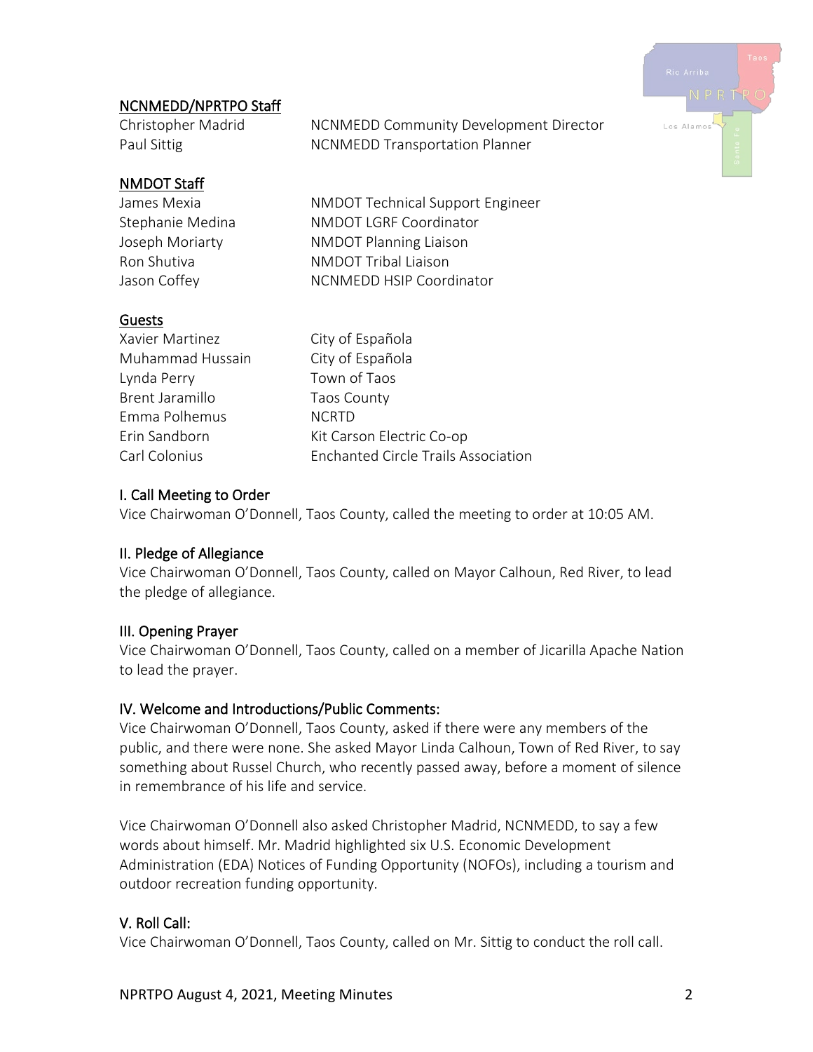## NCNMEDD/NPRTPO Staff

| | |
|---|---|
| Christopher Madrid | NCNMEDD Community Development Director |
| Paul Sittig | NCNMEDD Transportation Planner |

## NMDOT Staff

| | |
|---|---|
| James Mexia | NMDOT Technical Support Engineer |
| Stephanie Medina | NMDOT LGRF Coordinator |
| Joseph Moriarty | NMDOT Planning Liaison |
| Ron Shutiva | NMDOT Tribal Liaison |
| Jason Coffey | NCNMEDD HSIP Coordinator |

## Guests

| | |
|---|---|
| Xavier Martinez | City of Española |
| Muhammad Hussain | City of Española |
| Lynda Perry | Town of Taos |
| Brent Jaramillo | Taos County |
| Emma Polhemus | NCRTD |
| Erin Sandborn | Kit Carson Electric Co-op |
| Carl Colonius | Enchanted Circle Trails Association |

## I. Call Meeting to Order

Vice Chairwoman O'Donnell, Taos County, called the meeting to order at 10:05 AM.

## II. Pledge of Allegiance

Vice Chairwoman O'Donnell, Taos County, called on Mayor Calhoun, Red River, to lead the pledge of allegiance.

## III. Opening Prayer

Vice Chairwoman O'Donnell, Taos County, called on a member of Jicarilla Apache Nation to lead the prayer.

## IV. Welcome and Introductions/Public Comments:

Vice Chairwoman O'Donnell, Taos County, asked if there were any members of the public, and there were none. She asked Mayor Linda Calhoun, Town of Red River, to say something about Russel Church, who recently passed away, before a moment of silence in remembrance of his life and service.

Vice Chairwoman O'Donnell also asked Christopher Madrid, NCNMEDD, to say a few words about himself. Mr. Madrid highlighted six U.S. Economic Development Administration (EDA) Notices of Funding Opportunity (NOFOs), including a tourism and outdoor recreation funding opportunity.

## V. Roll Call:

Vice Chairwoman O'Donnell, Taos County, called on Mr. Sittig to conduct the roll call.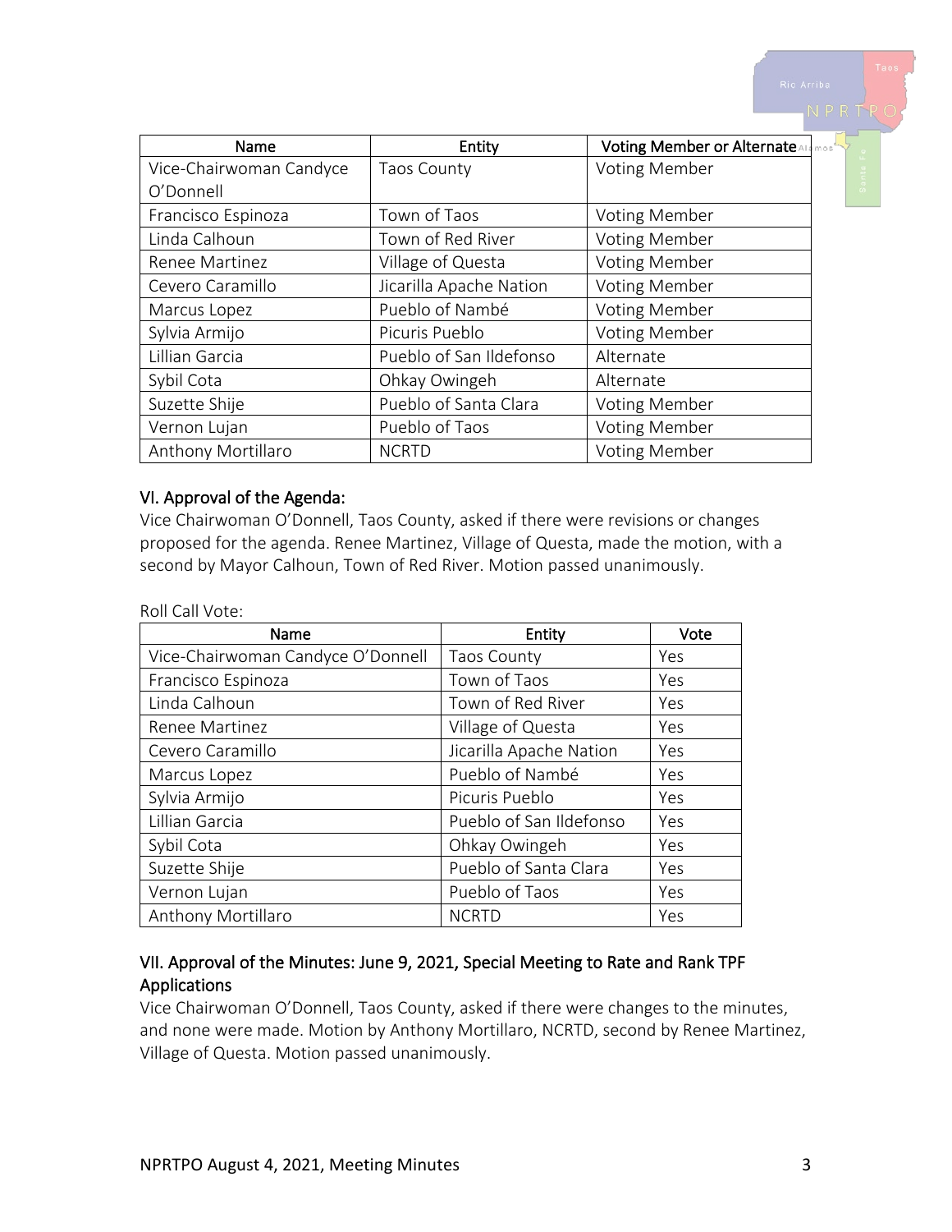| Name | Entity | Voting Member or Alternate |
|---|---|---|
| Vice-Chairwoman Candyce O'Donnell | Taos County | Voting Member |
| Francisco Espinoza | Town of Taos | Voting Member |
| Linda Calhoun | Town of Red River | Voting Member |
| Renee Martinez | Village of Questa | Voting Member |
| Cevero Caramillo | Jicarilla Apache Nation | Voting Member |
| Marcus Lopez | Pueblo of Nambé | Voting Member |
| Sylvia Armijo | Picuris Pueblo | Voting Member |
| Lillian Garcia | Pueblo of San Ildefonso | Alternate |
| Sybil Cota | Ohkay Owingeh | Alternate |
| Suzette Shije | Pueblo of Santa Clara | Voting Member |
| Vernon Lujan | Pueblo of Taos | Voting Member |
| Anthony Mortillaro | NCRTD | Voting Member |

## VI. Approval of the Agenda:

Vice Chairwoman O'Donnell, Taos County, asked if there were revisions or changes proposed for the agenda. Renee Martinez, Village of Questa, made the motion, with a second by Mayor Calhoun, Town of Red River. Motion passed unanimously.

Roll Call Vote:

| Name | Entity | Vote |
|---|---|---|
| Vice-Chairwoman Candyce O'Donnell | Taos County | Yes |
| Francisco Espinoza | Town of Taos | Yes |
| Linda Calhoun | Town of Red River | Yes |
| Renee Martinez | Village of Questa | Yes |
| Cevero Caramillo | Jicarilla Apache Nation | Yes |
| Marcus Lopez | Pueblo of Nambé | Yes |
| Sylvia Armijo | Picuris Pueblo | Yes |
| Lillian Garcia | Pueblo of San Ildefonso | Yes |
| Sybil Cota | Ohkay Owingeh | Yes |
| Suzette Shije | Pueblo of Santa Clara | Yes |
| Vernon Lujan | Pueblo of Taos | Yes |
| Anthony Mortillaro | NCRTD | Yes |

## VII. Approval of the Minutes: June 9, 2021, Special Meeting to Rate and Rank TPF Applications

Vice Chairwoman O'Donnell, Taos County, asked if there were changes to the minutes, and none were made. Motion by Anthony Mortillaro, NCRTD, second by Renee Martinez, Village of Questa. Motion passed unanimously.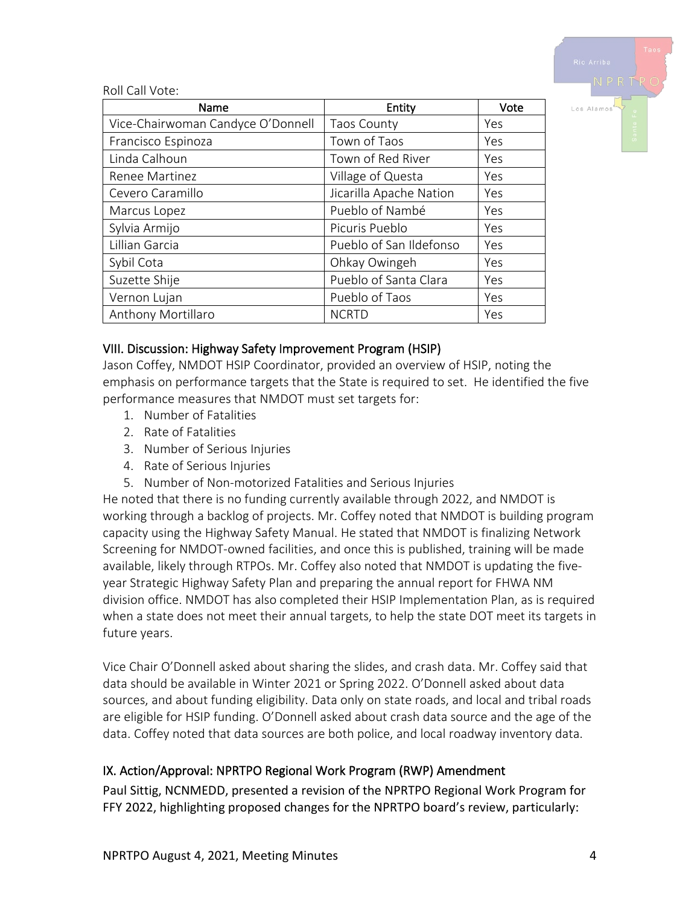Roll Call Vote:

| Name | Entity | Vote |
|---|---|---|
| Vice-Chairwoman Candyce O'Donnell | Taos County | Yes |
| Francisco Espinoza | Town of Taos | Yes |
| Linda Calhoun | Town of Red River | Yes |
| Renee Martinez | Village of Questa | Yes |
| Cevero Caramillo | Jicarilla Apache Nation | Yes |
| Marcus Lopez | Pueblo of Nambé | Yes |
| Sylvia Armijo | Picuris Pueblo | Yes |
| Lillian Garcia | Pueblo of San Ildefonso | Yes |
| Sybil Cota | Ohkay Owingeh | Yes |
| Suzette Shije | Pueblo of Santa Clara | Yes |
| Vernon Lujan | Pueblo of Taos | Yes |
| Anthony Mortillaro | NCRTD | Yes |

## VIII. Discussion: Highway Safety Improvement Program (HSIP)

Jason Coffey, NMDOT HSIP Coordinator, provided an overview of HSIP, noting the emphasis on performance targets that the State is required to set. He identified the five performance measures that NMDOT must set targets for:

1. Number of Fatalities
2. Rate of Fatalities
3. Number of Serious Injuries
4. Rate of Serious Injuries
5. Number of Non-motorized Fatalities and Serious Injuries

He noted that there is no funding currently available through 2022, and NMDOT is working through a backlog of projects. Mr. Coffey noted that NMDOT is building program capacity using the Highway Safety Manual. He stated that NMDOT is finalizing Network Screening for NMDOT-owned facilities, and once this is published, training will be made available, likely through RTPOs. Mr. Coffey also noted that NMDOT is updating the five-year Strategic Highway Safety Plan and preparing the annual report for FHWA NM division office. NMDOT has also completed their HSIP Implementation Plan, as is required when a state does not meet their annual targets, to help the state DOT meet its targets in future years.

Vice Chair O'Donnell asked about sharing the slides, and crash data. Mr. Coffey said that data should be available in Winter 2021 or Spring 2022. O'Donnell asked about data sources, and about funding eligibility. Data only on state roads, and local and tribal roads are eligible for HSIP funding. O'Donnell asked about crash data source and the age of the data. Coffey noted that data sources are both police, and local roadway inventory data.

## IX. Action/Approval: NPRTPO Regional Work Program (RWP) Amendment

Paul Sittig, NCNMEDD, presented a revision of the NPRTPO Regional Work Program for FFY 2022, highlighting proposed changes for the NPRTPO board's review, particularly: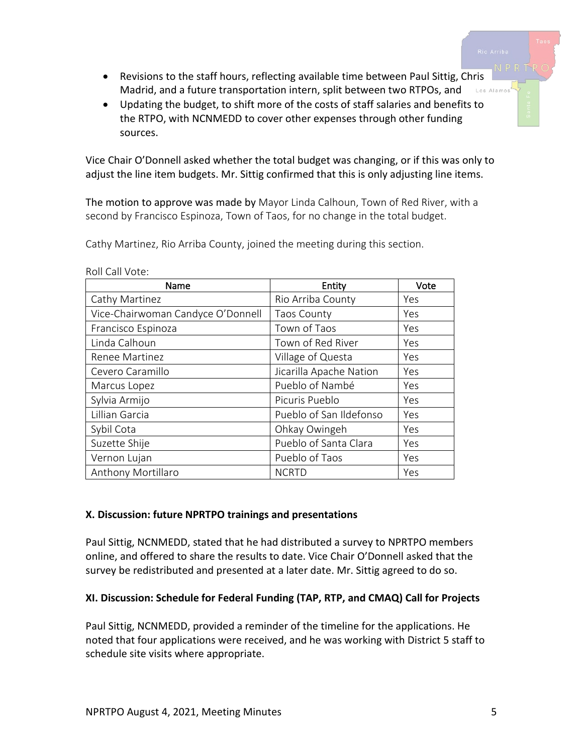- Revisions to the staff hours, reflecting available time between Paul Sittig, Chris Madrid, and a future transportation intern, split between two RTPOs, and
- Updating the budget, to shift more of the costs of staff salaries and benefits to the RTPO, with NCNMEDD to cover other expenses through other funding sources.

Vice Chair O'Donnell asked whether the total budget was changing, or if this was only to adjust the line item budgets. Mr. Sittig confirmed that this is only adjusting line items.

The motion to approve was made by Mayor Linda Calhoun, Town of Red River, with a second by Francisco Espinoza, Town of Taos, for no change in the total budget.

Cathy Martinez, Rio Arriba County, joined the meeting during this section.

Roll Call Vote:

| Name | Entity | Vote |
|---|---|---|
| Cathy Martinez | Rio Arriba County | Yes |
| Vice-Chairwoman Candyce O'Donnell | Taos County | Yes |
| Francisco Espinoza | Town of Taos | Yes |
| Linda Calhoun | Town of Red River | Yes |
| Renee Martinez | Village of Questa | Yes |
| Cevero Caramillo | Jicarilla Apache Nation | Yes |
| Marcus Lopez | Pueblo of Nambé | Yes |
| Sylvia Armijo | Picuris Pueblo | Yes |
| Lillian Garcia | Pueblo of San Ildefonso | Yes |
| Sybil Cota | Ohkay Owingeh | Yes |
| Suzette Shije | Pueblo of Santa Clara | Yes |
| Vernon Lujan | Pueblo of Taos | Yes |
| Anthony Mortillaro | NCRTD | Yes |

## X. Discussion: future NPRTPO trainings and presentations

Paul Sittig, NCNMEDD, stated that he had distributed a survey to NPRTPO members online, and offered to share the results to date. Vice Chair O'Donnell asked that the survey be redistributed and presented at a later date. Mr. Sittig agreed to do so.

## XI. Discussion: Schedule for Federal Funding (TAP, RTP, and CMAQ) Call for Projects

Paul Sittig, NCNMEDD, provided a reminder of the timeline for the applications. He noted that four applications were received, and he was working with District 5 staff to schedule site visits where appropriate.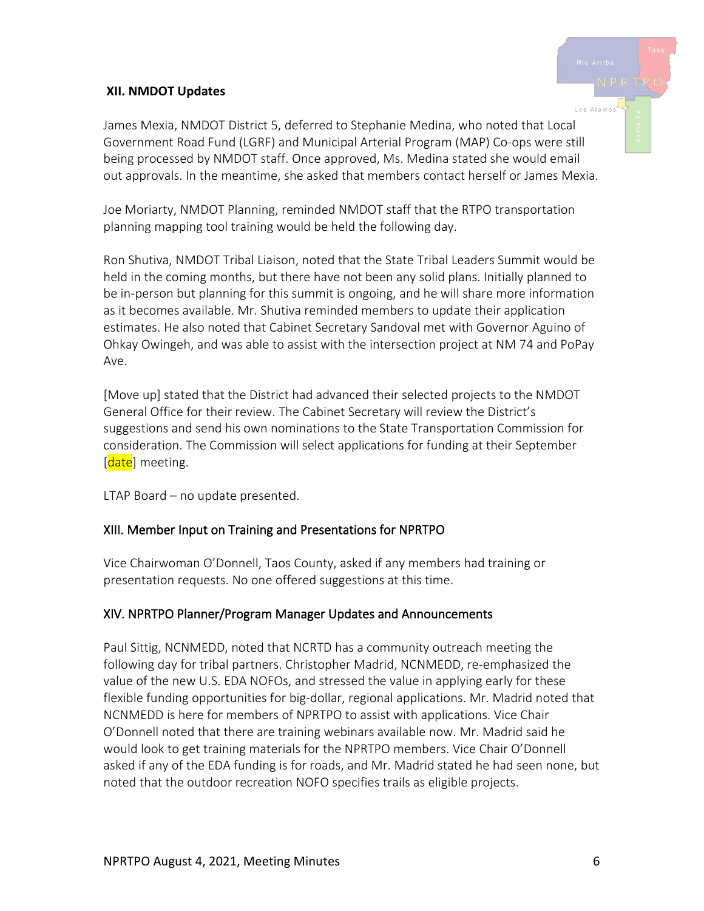**XII. NMDOT Updates**

James Mexia, NMDOT District 5, deferred to Stephanie Medina, who noted that Local Government Road Fund (LGRF) and Municipal Arterial Program (MAP) Co-ops were still being processed by NMDOT staff. Once approved, Ms. Medina stated she would email out approvals. In the meantime, she asked that members contact herself or James Mexia.

Joe Moriarty, NMDOT Planning, reminded NMDOT staff that the RTPO transportation planning mapping tool training would be held the following day.

Ron Shutiva, NMDOT Tribal Liaison, noted that the State Tribal Leaders Summit would be held in the coming months, but there have not been any solid plans. Initially planned to be in-person but planning for this summit is ongoing, and he will share more information as it becomes available. Mr. Shutiva reminded members to update their application estimates. He also noted that Cabinet Secretary Sandoval met with Governor Aguino of Ohkay Owingeh, and was able to assist with the intersection project at NM 74 and PoPay Ave.

[Move up] stated that the District had advanced their selected projects to the NMDOT General Office for their review. The Cabinet Secretary will review the District's suggestions and send his own nominations to the State Transportation Commission for consideration. The Commission will select applications for funding at their September [date] meeting.

LTAP Board – no update presented.

## XIII. Member Input on Training and Presentations for NPRTPO

Vice Chairwoman O'Donnell, Taos County, asked if any members had training or presentation requests. No one offered suggestions at this time.

## XIV. NPRTPO Planner/Program Manager Updates and Announcements

Paul Sittig, NCNMEDD, noted that NCRTD has a community outreach meeting the following day for tribal partners. Christopher Madrid, NCNMEDD, re-emphasized the value of the new U.S. EDA NOFOs, and stressed the value in applying early for these flexible funding opportunities for big-dollar, regional applications. Mr. Madrid noted that NCNMEDD is here for members of NPRTPO to assist with applications. Vice Chair O'Donnell noted that there are training webinars available now. Mr. Madrid said he would look to get training materials for the NPRTPO members. Vice Chair O'Donnell asked if any of the EDA funding is for roads, and Mr. Madrid stated he had seen none, but noted that the outdoor recreation NOFO specifies trails as eligible projects.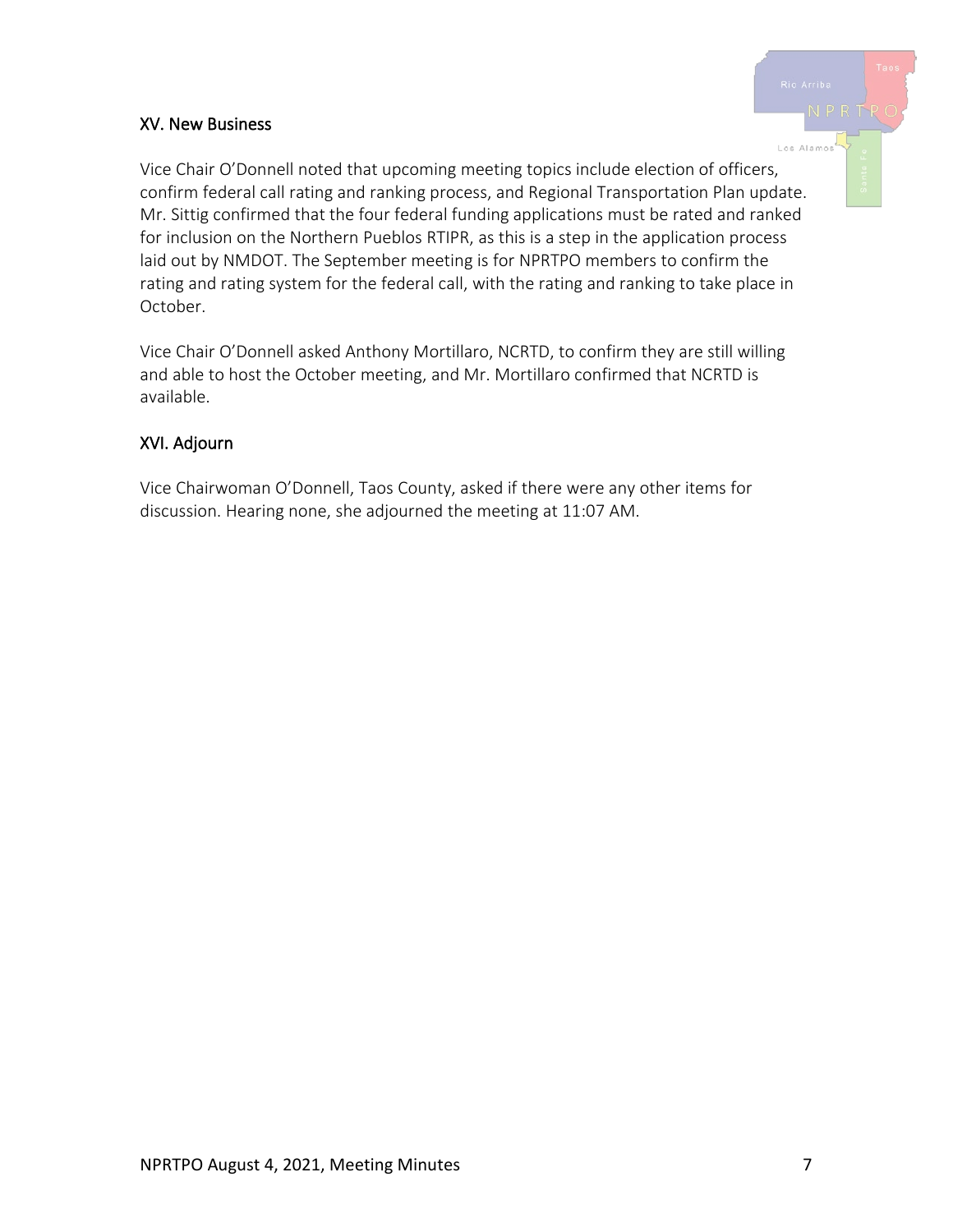## XV. New Business

Vice Chair O'Donnell noted that upcoming meeting topics include election of officers, confirm federal call rating and ranking process, and Regional Transportation Plan update. Mr. Sittig confirmed that the four federal funding applications must be rated and ranked for inclusion on the Northern Pueblos RTIPR, as this is a step in the application process laid out by NMDOT. The September meeting is for NPRTPO members to confirm the rating and rating system for the federal call, with the rating and ranking to take place in October.

Vice Chair O'Donnell asked Anthony Mortillaro, NCRTD, to confirm they are still willing and able to host the October meeting, and Mr. Mortillaro confirmed that NCRTD is available.

## XVI. Adjourn

Vice Chairwoman O'Donnell, Taos County, asked if there were any other items for discussion. Hearing none, she adjourned the meeting at 11:07 AM.